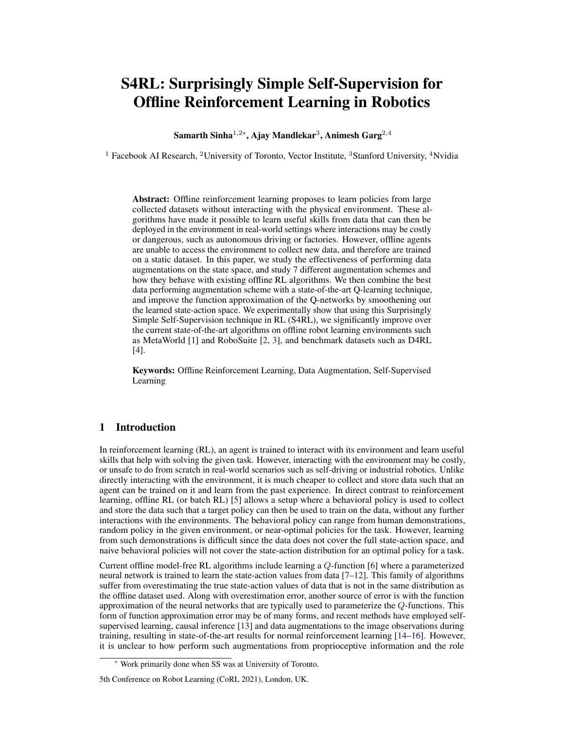# S4RL: Surprisingly Simple Self-Supervision for Offline Reinforcement Learning in Robotics

**Samarth Sinha**[1,2*], **Ajay Mandlekar**[3], **Animesh Garg**[2,4]

[1] Facebook AI Research, [2] University of Toronto, Vector Institute, [3] Stanford University, [4] Nvidia

**Abstract:** Offline reinforcement learning proposes to learn policies from large collected datasets without interacting with the physical environment. These algorithms have made it possible to learn useful skills from data that can then be deployed in the environment in real-world settings where interactions may be costly or dangerous, such as autonomous driving or factories. However, offline agents are unable to access the environment to collect new data, and therefore are trained on a static dataset. In this paper, we study the effectiveness of performing data augmentations on the state space, and study 7 different augmentation schemes and how they behave with existing offline RL algorithms. We then combine the best data performing augmentation scheme with a state-of-the-art Q-learning technique, and improve the function approximation of the Q-networks by smoothening out the learned state-action space. We experimentally show that using this Surprisingly Simple Self-Supervision technique in RL (S4RL), we significantly improve over the current state-of-the-art algorithms on offline robot learning environments such as MetaWorld [1] and RoboSuite [2, 3], and benchmark datasets such as D4RL [4].

**Keywords:** Offline Reinforcement Learning, Data Augmentation, Self-Supervised Learning

## 1 Introduction

In reinforcement learning (RL), an agent is trained to interact with its environment and learn useful skills that help with solving the given task. However, interacting with the environment may be costly, or unsafe to do from scratch in real-world scenarios such as self-driving or industrial robotics. Unlike directly interacting with the environment, it is much cheaper to collect and store data such that an agent can be trained on it and learn from the past experience. In direct contrast to reinforcement learning, offline RL (or batch RL) [5] allows a setup where a behavioral policy is used to collect and store the data such that a target policy can then be used to train on the data, without any further interactions with the environments. The behavioral policy can range from human demonstrations, random policy in the given environment, or near-optimal policies for the task. However, learning from such demonstrations is difficult since the data does not cover the full state-action space, and naive behavioral policies will not cover the state-action distribution for an optimal policy for a task.

Current offline model-free RL algorithms include learning a $Q$-function [6] where a parameterized neural network is trained to learn the state-action values from data [7–12]. This family of algorithms suffer from overestimating the true state-action values of data that is not in the same distribution as the offline dataset used. Along with overestimation error, another source of error is with the function approximation of the neural networks that are typically used to parameterize the $Q$-functions. This form of function approximation error may be of many forms, and recent methods have employed self-supervised learning, causal inference [13] and data augmentations to the image observations during training, resulting in state-of-the-art results for normal reinforcement learning [14–16]. However, it is unclear to how perform such augmentations from proprioceptive information and the role

* Work primarily done when SS was at University of Toronto.

5th Conference on Robot Learning (CoRL 2021), London, UK.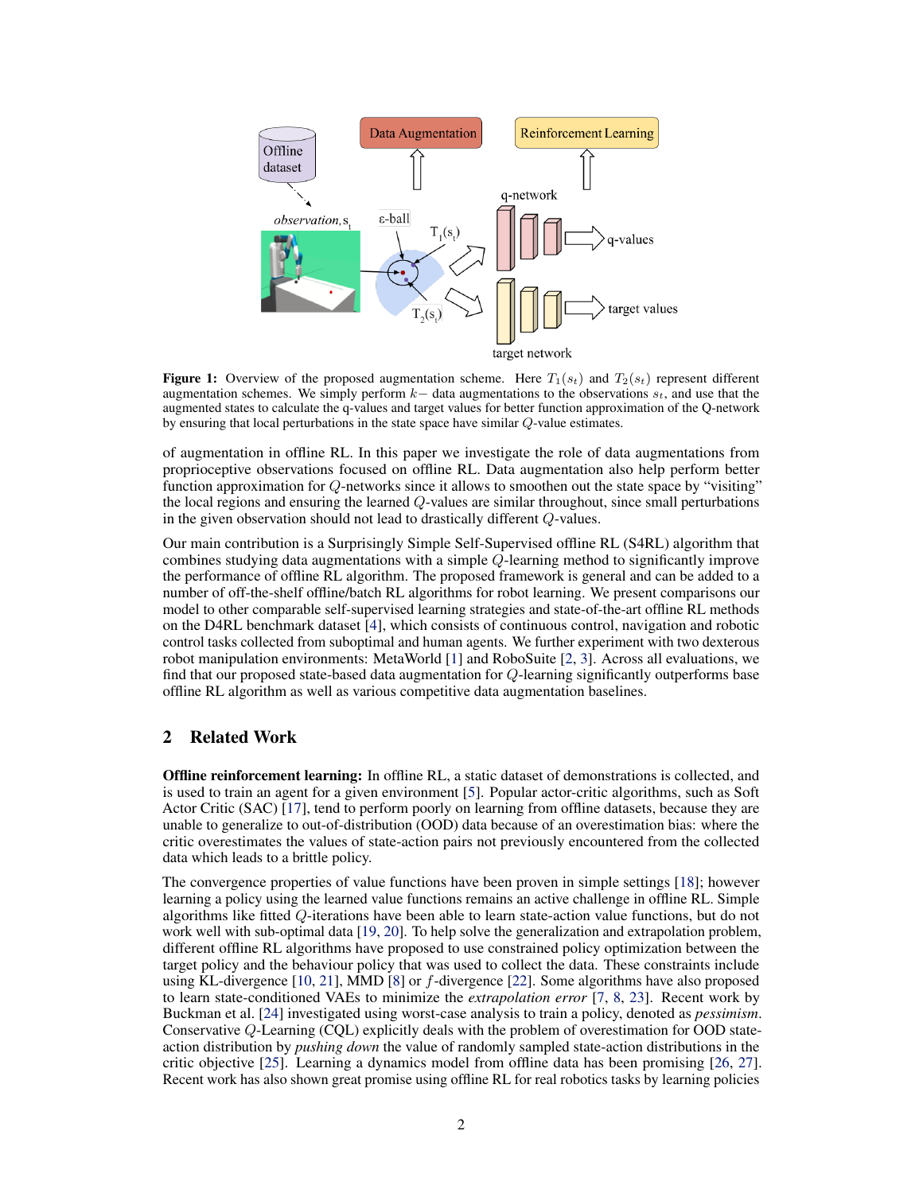**Figure 1:** Overview of the proposed augmentation scheme. Here $T_1(s_t)$ and $T_2(s_t)$ represent different augmentation schemes. We simply perform $k-$ data augmentations to the observations $s_t$, and use that the augmented states to calculate the q-values and target values for better function approximation of the Q-network by ensuring that local perturbations in the state space have similar $Q$-value estimates.

of augmentation in offline RL. In this paper we investigate the role of data augmentations from proprioceptive observations focused on offline RL. Data augmentation also help perform better function approximation for $Q$-networks since it allows to smoothen out the state space by "visiting" the local regions and ensuring the learned $Q$-values are similar throughout, since small perturbations in the given observation should not lead to drastically different $Q$-values.

Our main contribution is a Surprisingly Simple Self-Supervised offline RL (S4RL) algorithm that combines studying data augmentations with a simple $Q$-learning method to significantly improve the performance of offline RL algorithm. The proposed framework is general and can be added to a number of off-the-shelf offline/batch RL algorithms for robot learning. We present comparisons our model to other comparable self-supervised learning strategies and state-of-the-art offline RL methods on the D4RL benchmark dataset [4], which consists of continuous control, navigation and robotic control tasks collected from suboptimal and human agents. We further experiment with two dexterous robot manipulation environments: MetaWorld [1] and RoboSuite [2, 3]. Across all evaluations, we find that our proposed state-based data augmentation for $Q$-learning significantly outperforms base offline RL algorithm as well as various competitive data augmentation baselines.

## 2 Related Work

**Offline reinforcement learning:** In offline RL, a static dataset of demonstrations is collected, and is used to train an agent for a given environment [5]. Popular actor-critic algorithms, such as Soft Actor Critic (SAC) [17], tend to perform poorly on learning from offline datasets, because they are unable to generalize to out-of-distribution (OOD) data because of an overestimation bias: where the critic overestimates the values of state-action pairs not previously encountered from the collected data which leads to a brittle policy.

The convergence properties of value functions have been proven in simple settings [18]; however learning a policy using the learned value functions remains an active challenge in offline RL. Simple algorithms like fitted $Q$-iterations have been able to learn state-action value functions, but do not work well with sub-optimal data [19, 20]. To help solve the generalization and extrapolation problem, different offline RL algorithms have proposed to use constrained policy optimization between the target policy and the behaviour policy that was used to collect the data. These constraints include using KL-divergence [10, 21], MMD [8] or $f$-divergence [22]. Some algorithms have also proposed to learn state-conditioned VAEs to minimize the *extrapolation error* [7, 8, 23]. Recent work by Buckman et al. [24] investigated using worst-case analysis to train a policy, denoted as *pessimism*. Conservative $Q$-Learning (CQL) explicitly deals with the problem of overestimation for OOD state-action distribution by *pushing down* the value of randomly sampled state-action distributions in the critic objective [25]. Learning a dynamics model from offline data has been promising [26, 27]. Recent work has also shown great promise using offline RL for real robotics tasks by learning policies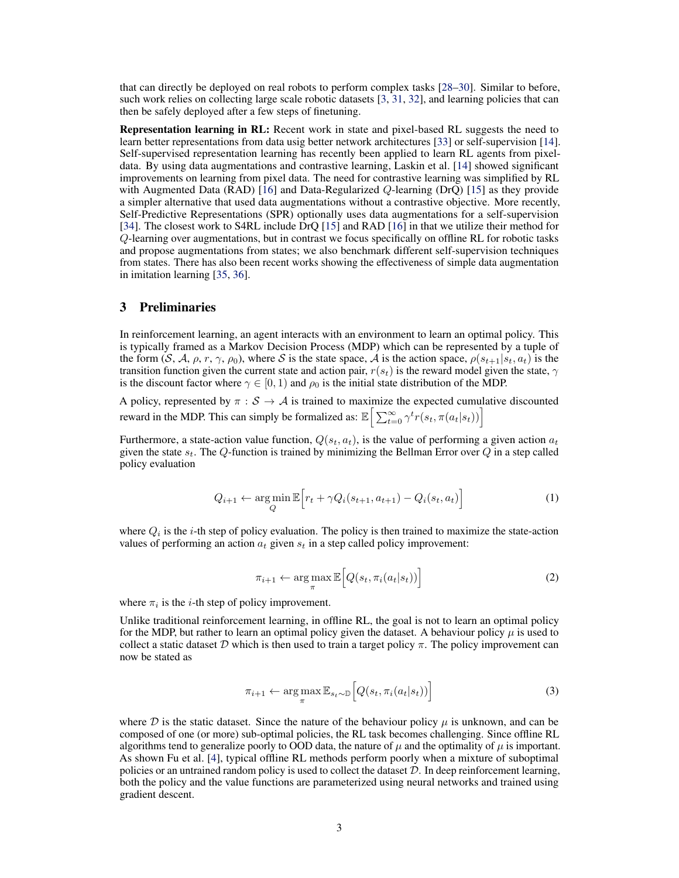that can directly be deployed on real robots to perform complex tasks [28–30]. Similar to before, such work relies on collecting large scale robotic datasets [3, 31, 32], and learning policies that can then be safely deployed after a few steps of finetuning.

**Representation learning in RL:** Recent work in state and pixel-based RL suggests the need to learn better representations from data usig better network architectures [33] or self-supervision [14]. Self-supervised representation learning has recently been applied to learn RL agents from pixel-data. By using data augmentations and contrastive learning, Laskin et al. [14] showed significant improvements on learning from pixel data. The need for contrastive learning was simplified by RL with Augmented Data (RAD) [16] and Data-Regularized $Q$-learning (DrQ) [15] as they provide a simpler alternative that used data augmentations without a contrastive objective. More recently, Self-Predictive Representations (SPR) optionally uses data augmentations for a self-supervision [34]. The closest work to S4RL include DrQ [15] and RAD [16] in that we utilize their method for $Q$-learning over augmentations, but in contrast we focus specifically on offline RL for robotic tasks and propose augmentations from states; we also benchmark different self-supervision techniques from states. There has also been recent works showing the effectiveness of simple data augmentation in imitation learning [35, 36].

# 3 Preliminaries

In reinforcement learning, an agent interacts with an environment to learn an optimal policy. This is typically framed as a Markov Decision Process (MDP) which can be represented by a tuple of the form ($\mathcal{S}$, $\mathcal{A}$, $\rho$, $r$, $\gamma$, $\rho_0$), where $\mathcal{S}$ is the state space, $\mathcal{A}$ is the action space, $\rho(s_{t+1}|s_t, a_t)$ is the transition function given the current state and action pair, $r(s_t)$ is the reward model given the state, $\gamma$ is the discount factor where $\gamma \in [0, 1)$ and $\rho_0$ is the initial state distribution of the MDP.

A policy, represented by $\pi : \mathcal{S} \to \mathcal{A}$ is trained to maximize the expected cumulative discounted reward in the MDP. This can simply be formalized as: $\mathbb{E}\Big[\sum_{t=0}^{\infty} \gamma^t r(s_t, \pi(a_t|s_t))\Big]$

Furthermore, a state-action value function, $Q(s_t, a_t)$, is the value of performing a given action $a_t$ given the state $s_t$. The $Q$-function is trained by minimizing the Bellman Error over $Q$ in a step called policy evaluation

$$Q_{i+1} \leftarrow \arg\min_{Q} \mathbb{E}\Big[r_t + \gamma Q_i(s_{t+1}, a_{t+1}) - Q_i(s_t, a_t)\Big] \tag{1}$$

where $Q_i$ is the $i$-th step of policy evaluation. The policy is then trained to maximize the state-action values of performing an action $a_t$ given $s_t$ in a step called policy improvement:

$$\pi_{i+1} \leftarrow \arg\max_{\pi} \mathbb{E}\Big[Q(s_t, \pi_i(a_t|s_t))\Big] \tag{2}$$

where $\pi_i$ is the $i$-th step of policy improvement.

Unlike traditional reinforcement learning, in offline RL, the goal is not to learn an optimal policy for the MDP, but rather to learn an optimal policy given the dataset. A behaviour policy $\mu$ is used to collect a static dataset $\mathcal{D}$ which is then used to train a target policy $\pi$. The policy improvement can now be stated as

$$\pi_{i+1} \leftarrow \arg\max_{\pi} \mathbb{E}_{s_t \sim \mathbb{D}}\Big[Q(s_t, \pi_i(a_t|s_t))\Big] \tag{3}$$

where $\mathcal{D}$ is the static dataset. Since the nature of the behaviour policy $\mu$ is unknown, and can be composed of one (or more) sub-optimal policies, the RL task becomes challenging. Since offline RL algorithms tend to generalize poorly to OOD data, the nature of $\mu$ and the optimality of $\mu$ is important. As shown Fu et al. [4], typical offline RL methods perform poorly when a mixture of suboptimal policies or an untrained random policy is used to collect the dataset $\mathcal{D}$. In deep reinforcement learning, both the policy and the value functions are parameterized using neural networks and trained using gradient descent.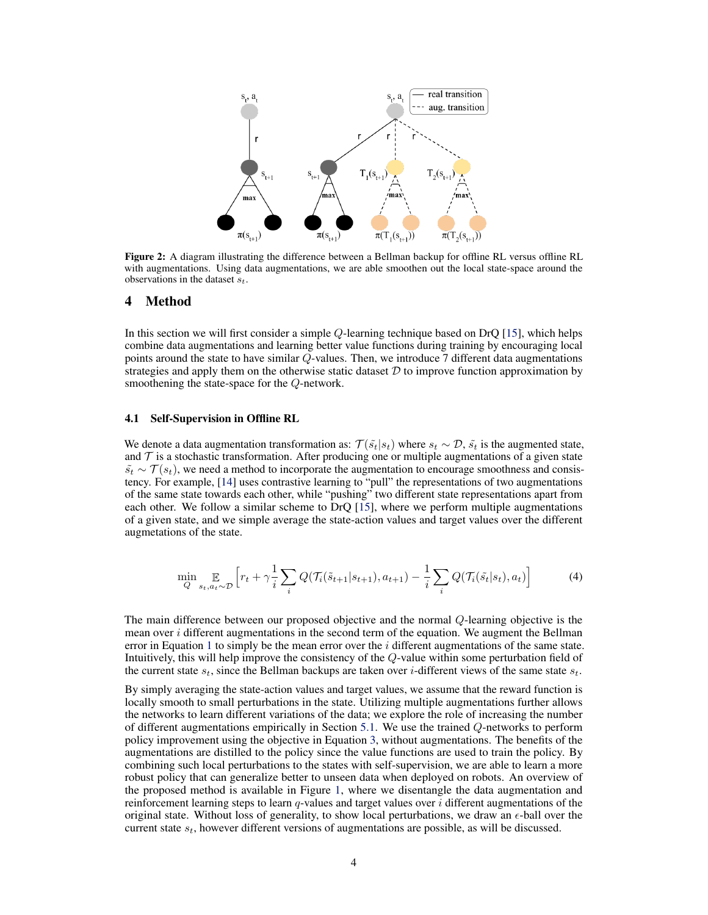**Figure 2:** A diagram illustrating the difference between a Bellman backup for offline RL versus offline RL with augmentations. Using data augmentations, we are able smoothen out the local state-space around the observations in the dataset $s_t$.

## 4 Method

In this section we will first consider a simple $Q$-learning technique based on DrQ [15], which helps combine data augmentations and learning better value functions during training by encouraging local points around the state to have similar $Q$-values. Then, we introduce 7 different data augmentations strategies and apply them on the otherwise static dataset $\mathcal{D}$ to improve function approximation by smoothening the state-space for the $Q$-network.

### 4.1 Self-Supervision in Offline RL

We denote a data augmentation transformation as: $\mathcal{T}(\tilde{s}_t|s_t)$ where $s_t \sim \mathcal{D}$, $\tilde{s}_t$ is the augmented state, and $\mathcal{T}$ is a stochastic transformation. After producing one or multiple augmentations of a given state $\tilde{s}_t \sim \mathcal{T}(s_t)$, we need a method to incorporate the augmentation to encourage smoothness and consistency. For example, [14] uses contrastive learning to "pull" the representations of two augmentations of the same state towards each other, while "pushing" two different state representations apart from each other. We follow a similar scheme to DrQ [15], where we perform multiple augmentations of a given state, and we simple average the state-action values and target values over the different augmetations of the state.

$$\min_{Q} \underset{s_t, a_t \sim \mathcal{D}}{\mathbb{E}} \Big[ r_t + \gamma \frac{1}{i} \sum_i Q(\mathcal{T}_i(\tilde{s}_{t+1}|s_{t+1}), a_{t+1}) - \frac{1}{i} \sum_i Q(\mathcal{T}_i(\tilde{s}_t|s_t), a_t) \Big] \tag{4}$$

The main difference between our proposed objective and the normal $Q$-learning objective is the mean over $i$ different augmentations in the second term of the equation. We augment the Bellman error in Equation 1 to simply be the mean error over the $i$ different augmentations of the same state. Intuitively, this will help improve the consistency of the $Q$-value within some perturbation field of the current state $s_t$, since the Bellman backups are taken over $i$-different views of the same state $s_t$.

By simply averaging the state-action values and target values, we assume that the reward function is locally smooth to small perturbations in the state. Utilizing multiple augmentations further allows the networks to learn different variations of the data; we explore the role of increasing the number of different augmentations empirically in Section 5.1. We use the trained $Q$-networks to perform policy improvement using the objective in Equation 3, without augmentations. The benefits of the augmentations are distilled to the policy since the value functions are used to train the policy. By combining such local perturbations to the states with self-supervision, we are able to learn a more robust policy that can generalize better to unseen data when deployed on robots. An overview of the proposed method is available in Figure 1, where we disentangle the data augmentation and reinforcement learning steps to learn $q$-values and target values over $i$ different augmentations of the original state. Without loss of generality, to show local perturbations, we draw an $\epsilon$-ball over the current state $s_t$, however different versions of augmentations are possible, as will be discussed.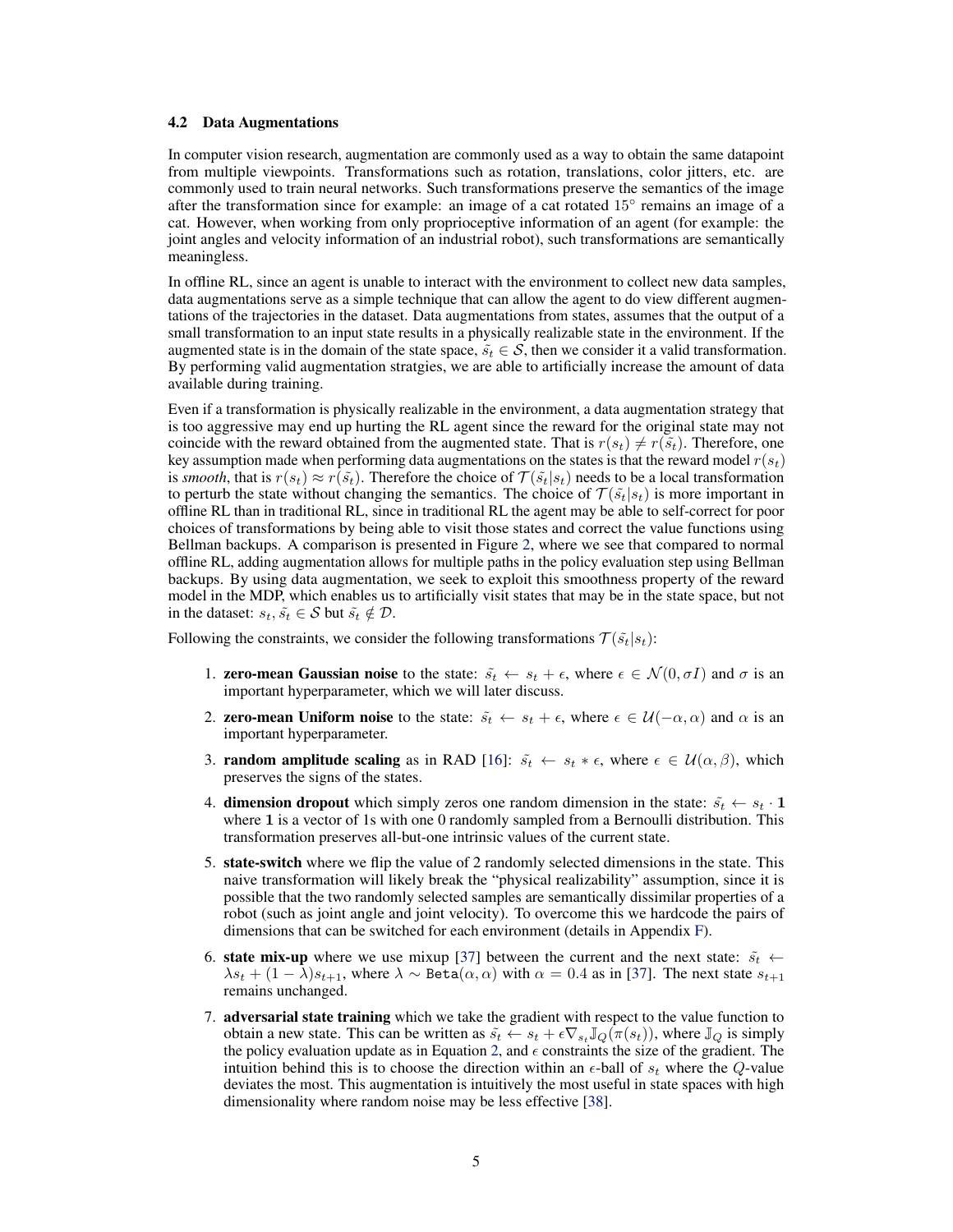### 4.2 Data Augmentations

In computer vision research, augmentation are commonly used as a way to obtain the same datapoint from multiple viewpoints. Transformations such as rotation, translations, color jitters, etc. are commonly used to train neural networks. Such transformations preserve the semantics of the image after the transformation since for example: an image of a cat rotated $15^\circ$ remains an image of a cat. However, when working from only proprioceptive information of an agent (for example: the joint angles and velocity information of an industrial robot), such transformations are semantically meaningless.

In offline RL, since an agent is unable to interact with the environment to collect new data samples, data augmentations serve as a simple technique that can allow the agent to do view different augmentations of the trajectories in the dataset. Data augmentations from states, assumes that the output of a small transformation to an input state results in a physically realizable state in the environment. If the augmented state is in the domain of the state space, $\tilde{s_t} \in \mathcal{S}$, then we consider it a valid transformation. By performing valid augmentation stratgies, we are able to artificially increase the amount of data available during training.

Even if a transformation is physically realizable in the environment, a data augmentation strategy that is too aggressive may end up hurting the RL agent since the reward for the original state may not coincide with the reward obtained from the augmented state. That is $r(s_t) \neq r(\tilde{s_t})$. Therefore, one key assumption made when performing data augmentations on the states is that the reward model $r(s_t)$ is *smooth*, that is $r(s_t) \approx r(\tilde{s_t})$. Therefore the choice of $\mathcal{T}(\tilde{s_t}|s_t)$ needs to be a local transformation to perturb the state without changing the semantics. The choice of $\mathcal{T}(\tilde{s_t}|s_t)$ is more important in offline RL than in traditional RL, since in traditional RL the agent may be able to self-correct for poor choices of transformations by being able to visit those states and correct the value functions using Bellman backups. A comparison is presented in Figure 2, where we see that compared to normal offline RL, adding augmentation allows for multiple paths in the policy evaluation step using Bellman backups. By using data augmentation, we seek to exploit this smoothness property of the reward model in the MDP, which enables us to artificially visit states that may be in the state space, but not in the dataset: $s_t, \tilde{s_t} \in \mathcal{S}$ but $\tilde{s_t} \notin \mathcal{D}$.

Following the constraints, we consider the following transformations $\mathcal{T}(\tilde{s_t}|s_t)$:

1. **zero-mean Gaussian noise** to the state: $\tilde{s_t} \leftarrow s_t + \epsilon$, where $\epsilon \in \mathcal{N}(0, \sigma I)$ and $\sigma$ is an important hyperparameter, which we will later discuss.
2. **zero-mean Uniform noise** to the state: $\tilde{s_t} \leftarrow s_t + \epsilon$, where $\epsilon \in \mathcal{U}(-\alpha, \alpha)$ and $\alpha$ is an important hyperparameter.
3. **random amplitude scaling** as in RAD [16]: $\tilde{s_t} \leftarrow s_t * \epsilon$, where $\epsilon \in \mathcal{U}(\alpha, \beta)$, which preserves the signs of the states.
4. **dimension dropout** which simply zeros one random dimension in the state: $\tilde{s_t} \leftarrow s_t \cdot \mathbf{1}$ where $\mathbf{1}$ is a vector of 1s with one 0 randomly sampled from a Bernoulli distribution. This transformation preserves all-but-one intrinsic values of the current state.
5. **state-switch** where we flip the value of 2 randomly selected dimensions in the state. This naive transformation will likely break the "physical realizability" assumption, since it is possible that the two randomly selected samples are semantically dissimilar properties of a robot (such as joint angle and joint velocity). To overcome this we hardcode the pairs of dimensions that can be switched for each environment (details in Appendix F).
6. **state mix-up** where we use mixup [37] between the current and the next state: $\tilde{s_t} \leftarrow \lambda s_t + (1 - \lambda) s_{t+1}$, where $\lambda \sim \texttt{Beta}(\alpha, \alpha)$ with $\alpha = 0.4$ as in [37]. The next state $s_{t+1}$ remains unchanged.
7. **adversarial state training** which we take the gradient with respect to the value function to obtain a new state. This can be written as $\tilde{s_t} \leftarrow s_t + \epsilon \nabla_{s_t} \mathbb{J}_Q(\pi(s_t))$, where $\mathbb{J}_Q$ is simply the policy evaluation update as in Equation 2, and $\epsilon$ constraints the size of the gradient. The intuition behind this is to choose the direction within an $\epsilon$-ball of $s_t$ where the $Q$-value deviates the most. This augmentation is intuitively the most useful in state spaces with high dimensionality where random noise may be less effective [38].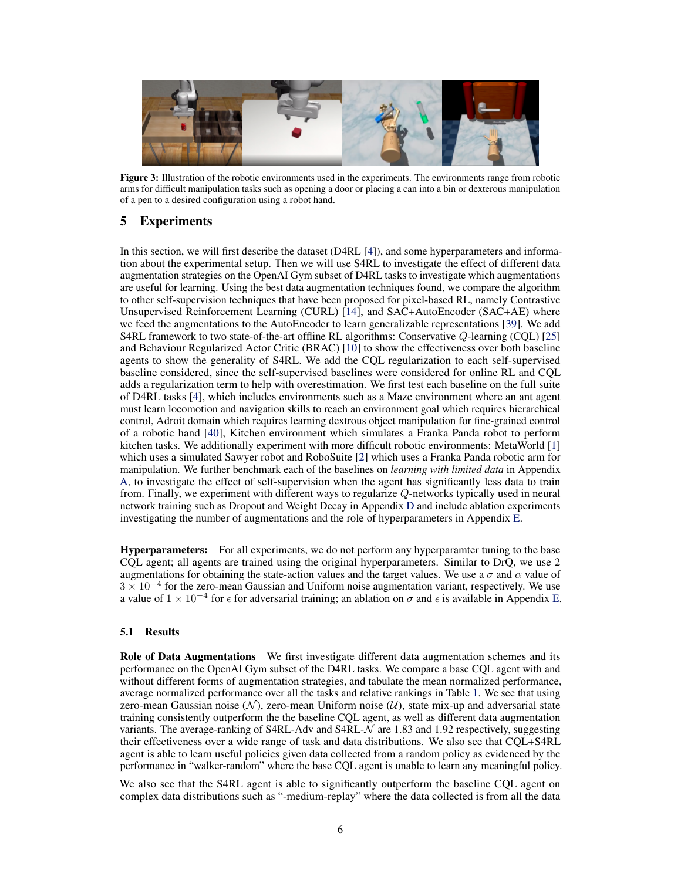**Figure 3:** Illustration of the robotic environments used in the experiments. The environments range from robotic arms for difficult manipulation tasks such as opening a door or placing a can into a bin or dexterous manipulation of a pen to a desired configuration using a robot hand.

## 5 Experiments

In this section, we will first describe the dataset (D4RL [4]), and some hyperparameters and information about the experimental setup. Then we will use S4RL to investigate the effect of different data augmentation strategies on the OpenAI Gym subset of D4RL tasks to investigate which augmentations are useful for learning. Using the best data augmentation techniques found, we compare the algorithm to other self-supervision techniques that have been proposed for pixel-based RL, namely Contrastive Unsupervised Reinforcement Learning (CURL) [14], and SAC+AutoEncoder (SAC+AE) where we feed the augmentations to the AutoEncoder to learn generalizable representations [39]. We add S4RL framework to two state-of-the-art offline RL algorithms: Conservative $Q$-learning (CQL) [25] and Behaviour Regularized Actor Critic (BRAC) [10] to show the effectiveness over both baseline agents to show the generality of S4RL. We add the CQL regularization to each self-supervised baseline considered, since the self-supervised baselines were considered for online RL and CQL adds a regularization term to help with overestimation. We first test each baseline on the full suite of D4RL tasks [4], which includes environments such as a Maze environment where an ant agent must learn locomotion and navigation skills to reach an environment goal which requires hierarchical control, Adroit domain which requires learning dextrous object manipulation for fine-grained control of a robotic hand [40], Kitchen environment which simulates a Franka Panda robot to perform kitchen tasks. We additionally experiment with more difficult robotic environments: MetaWorld [1] which uses a simulated Sawyer robot and RoboSuite [2] which uses a Franka Panda robotic arm for manipulation. We further benchmark each of the baselines on *learning with limited data* in Appendix A, to investigate the effect of self-supervision when the agent has significantly less data to train from. Finally, we experiment with different ways to regularize $Q$-networks typically used in neural network training such as Dropout and Weight Decay in Appendix D and include ablation experiments investigating the number of augmentations and the role of hyperparameters in Appendix E.

**Hyperparameters:** For all experiments, we do not perform any hyperparamter tuning to the base CQL agent; all agents are trained using the original hyperparameters. Similar to DrQ, we use 2 augmentations for obtaining the state-action values and the target values. We use a $\sigma$ and $\alpha$ value of $3 \times 10^{-4}$ for the zero-mean Gaussian and Uniform noise augmentation variant, respectively. We use a value of $1 \times 10^{-4}$ for $\epsilon$ for adversarial training; an ablation on $\sigma$ and $\epsilon$ is available in Appendix E.

### 5.1 Results

**Role of Data Augmentations** We first investigate different data augmentation schemes and its performance on the OpenAI Gym subset of the D4RL tasks. We compare a base CQL agent with and without different forms of augmentation strategies, and tabulate the mean normalized performance, average normalized performance over all the tasks and relative rankings in Table 1. We see that using zero-mean Gaussian noise ($\mathcal{N}$), zero-mean Uniform noise ($\mathcal{U}$), state mix-up and adversarial state training consistently outperform the the baseline CQL agent, as well as different data augmentation variants. The average-ranking of S4RL-Adv and S4RL-$\mathcal{N}$ are 1.83 and 1.92 respectively, suggesting their effectiveness over a wide range of task and data distributions. We also see that CQL+S4RL agent is able to learn useful policies given data collected from a random policy as evidenced by the performance in "walker-random" where the base CQL agent is unable to learn any meaningful policy.

We also see that the S4RL agent is able to significantly outperform the baseline CQL agent on complex data distributions such as "-medium-replay" where the data collected is from all the data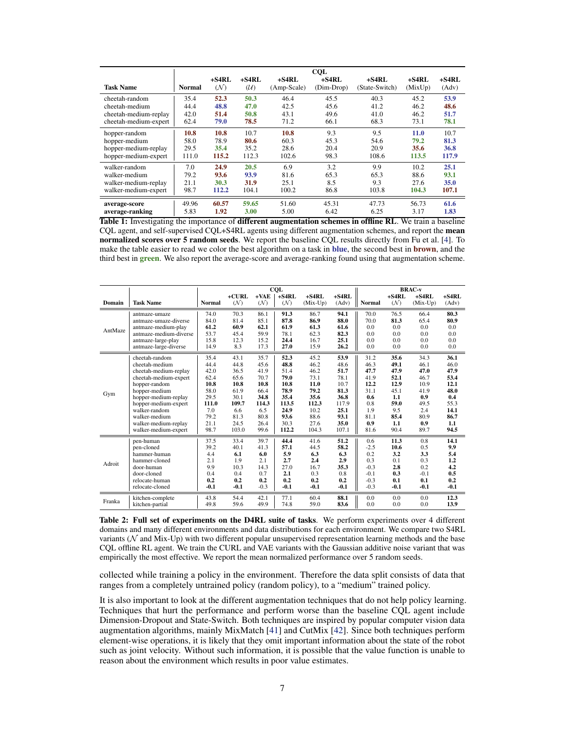| Task Name | Normal | +S4RL ($\mathcal{N}$) | +S4RL ($\mathcal{U}$) | +S4RL (Amp-Scale) | +S4RL (Dim-Drop) | +S4RL (State-Switch) | +S4RL (MixUp) | +S4RL (Adv) |
|---|---|---|---|---|---|---|---|---|
| | CQL | | | | | | | |
| cheetah-random | 35.4 | **52.3** | **50.3** | 46.4 | 45.5 | 40.3 | 45.2 | **53.9** |
| cheetah-medium | 44.4 | **48.8** | **47.0** | 42.5 | 45.6 | 41.2 | 46.2 | **48.6** |
| cheetah-medium-replay | 42.0 | **51.4** | **50.8** | 43.1 | 49.6 | 41.0 | 46.2 | **51.7** |
| cheetah-medium-expert | 62.4 | **79.0** | **78.5** | 71.2 | 66.1 | 68.3 | 73.1 | **78.1** |
| hopper-random | **10.8** | **10.8** | 10.7 | **10.8** | 9.3 | 9.5 | **11.0** | 10.7 |
| hopper-medium | 58.0 | 78.9 | **80.6** | 60.3 | 45.3 | 54.6 | **79.2** | **81.3** |
| hopper-medium-replay | 29.5 | **35.4** | 35.2 | 28.6 | 20.4 | 20.9 | **35.6** | **36.8** |
| hopper-medium-expert | 111.0 | **115.2** | 112.3 | 102.6 | 98.3 | 108.6 | **113.5** | **117.9** |
| walker-random | 7.0 | **24.9** | **20.5** | 6.9 | 3.2 | 9.9 | 10.2 | **25.1** |
| walker-medium | 79.2 | **93.6** | **93.9** | 81.6 | 65.3 | 65.3 | 88.6 | **93.1** |
| walker-medium-replay | 21.1 | **30.3** | **31.9** | 25.1 | 8.5 | 9.3 | 27.6 | **35.0** |
| walker-medium-expert | 98.7 | **112.2** | 104.1 | 100.2 | 86.8 | 103.8 | **104.3** | **107.1** |
| **average-score** | 49.96 | **60.57** | **59.65** | 51.60 | 45.31 | 47.73 | 56.73 | **61.6** |
| **average-ranking** | 5.83 | **1.92** | **3.00** | 5.00 | 6.42 | 6.25 | 3.17 | **1.83** |

**Table 1: Investigating the importance of different augmentation schemes in offline RL**. We train a baseline CQL agent, and self-supervised CQL+S4RL agents using different augmentation schemes, and report the **mean normalized scores over 5 random seeds**. We report the baseline CQL results directly from Fu et al. [4]. To make the table easier to read we color the best algorithm on a task in **blue**, the second best in **brown**, and the third best in **green**. We also report the average-score and average-ranking found using that augmentation scheme.

| Domain | Task Name | CQL Normal | CQL +CURL ($\mathcal{N}$) | CQL +VAE ($\mathcal{N}$) | CQL +S4RL ($\mathcal{N}$) | CQL +S4RL (Mix-Up) | CQL +S4RL (Adv) | BRAC-v Normal | BRAC-v +S4RL ($\mathcal{N}$) | BRAC-v +S4RL (Mix-Up) | BRAC-v +S4RL (Adv) |
|---|---|---|---|---|---|---|---|---|---|---|---|
| AntMaze | antmaze-umaze | 74.0 | 70.3 | 86.1 | **91.3** | 86.7 | **94.1** | 70.0 | 76.5 | 66.4 | **80.3** |
| | antmaze-umaze-diverse | 84.0 | 81.4 | 85.1 | **87.8** | **86.9** | **88.0** | 70.0 | **81.3** | 65.4 | **80.9** |
| | antmaze-medium-play | **61.2** | **60.9** | **62.1** | **61.9** | **61.3** | **61.6** | 0.0 | 0.0 | 0.0 | 0.0 |
| | antmaze-medium-diverse | 53.7 | 45.4 | 59.9 | 78.1 | 62.3 | **82.3** | 0.0 | 0.0 | 0.0 | 0.0 |
| | antmaze-large-play | 15.8 | 12.3 | 15.2 | **24.4** | 16.7 | **25.1** | 0.0 | 0.0 | 0.0 | 0.0 |
| | antmaze-large-diverse | 14.9 | 8.3 | 17.3 | **27.0** | 15.9 | **26.2** | 0.0 | 0.0 | 0.0 | 0.0 |
| Gym | cheetah-random | 35.4 | 43.1 | 35.7 | **52.3** | 45.2 | **53.9** | 31.2 | **35.6** | 34.3 | **36.1** |
| | cheetah-medium | 44.4 | 44.8 | 45.6 | **48.8** | 46.2 | 48.6 | 46.3 | **49.1** | 46.1 | 46.0 |
| | cheetah-medium-replay | 42.0 | 36.5 | 41.9 | 51.4 | 46.2 | **51.7** | **47.7** | **47.9** | **47.0** | **47.9** |
| | cheetah-medium-expert | 62.4 | 65.6 | 70.7 | **79.0** | 73.1 | 78.1 | 41.9 | **52.1** | 46.7 | **53.4** |
| | hopper-random | **10.8** | **10.8** | **10.8** | **10.8** | **11.0** | 10.7 | **12.2** | **12.9** | 10.9 | **12.1** |
| | hopper-medium | 58.0 | 61.9 | 66.4 | 78.9 | **79.2** | **81.3** | 31.1 | 45.1 | 41.9 | **48.0** |
| | hopper-medium-replay | 29.5 | 30.1 | **34.8** | **35.4** | **35.6** | 36.8 | **0.6** | **1.1** | **0.9** | **0.4** |
| | hopper-medium-expert | **111.0** | **109.7** | **114.3** | **113.5** | **112.3** | 117.9 | 0.8 | **59.0** | 49.5 | 55.3 |
| | walker-random | 7.0 | 6.6 | 6.5 | **24.9** | 10.2 | **25.1** | 1.9 | 9.5 | 2.4 | **14.1** |
| | walker-medium | 79.2 | 81.3 | 80.8 | **93.6** | 88.6 | **93.1** | 81.1 | **85.4** | 80.9 | **86.7** |
| | walker-medium-replay | 21.1 | 24.5 | 26.4 | 30.3 | 27.6 | **35.0** | **0.9** | **1.1** | **0.9** | **1.1** |
| | walker-medium-expert | 98.7 | 103.0 | 99.6 | **112.2** | 104.3 | 107.1 | 81.6 | 90.4 | 89.7 | **94.5** |
| Adroit | pen-human | 37.5 | 33.4 | 39.7 | **44.4** | 41.6 | **51.2** | 0.6 | **11.3** | 0.8 | **14.1** |
| | pen-cloned | 39.2 | 40.1 | 41.3 | **57.1** | 44.5 | **58.2** | -2.5 | **10.6** | 0.5 | **9.9** |
| | hammer-human | 4.4 | **6.1** | **6.0** | **5.9** | **6.3** | **6.3** | 0.2 | **3.2** | **3.3** | **5.4** |
| | hammer-cloned | 2.1 | 1.9 | 2.1 | **2.7** | **2.4** | **2.9** | 0.3 | 0.1 | 0.3 | **1.2** |
| | door-human | 9.9 | 10.3 | 14.3 | 27.0 | 16.7 | **35.3** | -0.3 | **2.8** | 0.2 | **4.2** |
| | door-cloned | 0.4 | 0.4 | 0.7 | **2.1** | 0.3 | 0.8 | -0.1 | **0.3** | -0.1 | **0.5** |
| | relocate-human | **0.2** | **0.2** | **0.2** | **0.2** | **0.2** | **0.2** | -0.3 | **0.1** | **0.1** | **0.2** |
| | relocate-cloned | **-0.1** | **-0.1** | -0.3 | **-0.1** | **-0.1** | **-0.1** | -0.3 | **-0.1** | **-0.1** | **-0.1** |
| Franka | kitchen-complete | 43.8 | 54.4 | 42.1 | 77.1 | 60.4 | **88.1** | 0.0 | 0.0 | 0.0 | **12.3** |
| | kitchen-partial | 49.8 | 59.6 | 49.9 | 74.8 | 59.0 | **83.6** | 0.0 | 0.0 | 0.0 | **13.9** |

**Table 2: Full set of experiments on the D4RL suite of tasks**. We perform experiments over 4 different domains and many different environments and data distributions for each environment. We compare two S4RL variants ($\mathcal{N}$ and Mix-Up) with two different popular unsupervised representation learning methods and the base CQL offline RL agent. We train the CURL and VAE variants with the Gaussian additive noise variant that was empirically the most effective. We report the mean normalized performance over 5 random seeds.

collected while training a policy in the environment. Therefore the data split consists of data that ranges from a completely untrained policy (random policy), to a "medium" trained policy.

It is also important to look at the different augmentation techniques that do not help policy learning. Techniques that hurt the performance and perform worse than the baseline CQL agent include Dimension-Dropout and State-Switch. Both techniques are inspired by popular computer vision data augmentation algorithms, mainly MixMatch [41] and CutMix [42]. Since both techniques perform element-wise operations, it is likely that they omit important information about the state of the robot such as joint velocity. Without such information, it is possible that the value function is unable to reason about the environment which results in poor value estimates.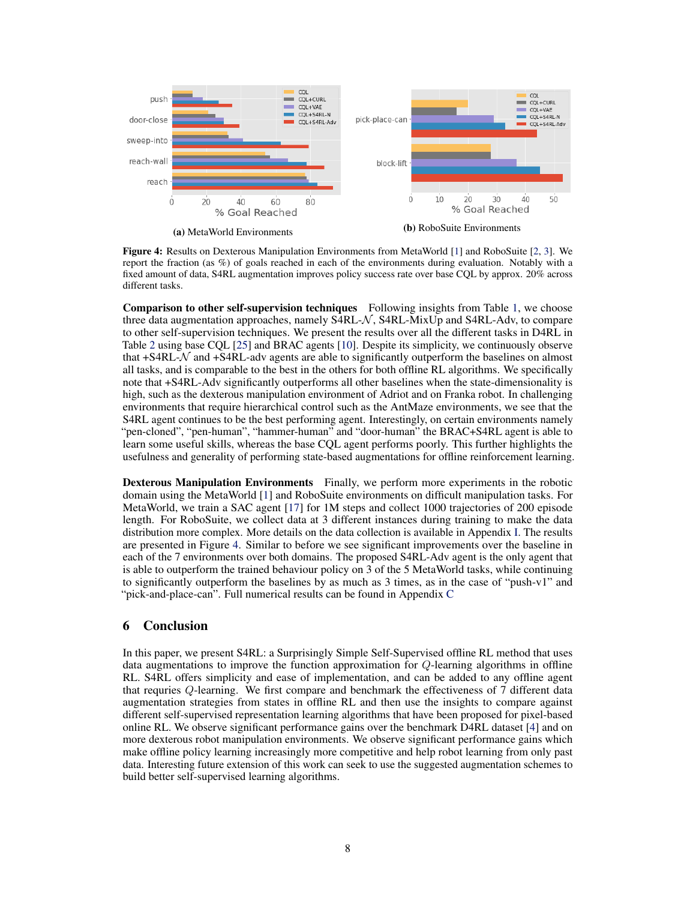**(a)** MetaWorld Environments

**(b)** RoboSuite Environments

**Figure 4:** Results on Dexterous Manipulation Environments from MetaWorld [1] and RoboSuite [2, 3]. We report the fraction (as %) of goals reached in each of the environments during evaluation. Notably with a fixed amount of data, S4RL augmentation improves policy success rate over base CQL by approx. 20% across different tasks.

**Comparison to other self-supervision techniques** Following insights from Table 1, we choose three data augmentation approaches, namely S4RL-$\mathcal{N}$, S4RL-MixUp and S4RL-Adv, to compare to other self-supervision techniques. We present the results over all the different tasks in D4RL in Table 2 using base CQL [25] and BRAC agents [10]. Despite its simplicity, we continuously observe that +S4RL-$\mathcal{N}$ and +S4RL-adv agents are able to significantly outperform the baselines on almost all tasks, and is comparable to the best in the others for both offline RL algorithms. We specifically note that +S4RL-Adv significantly outperforms all other baselines when the state-dimensionality is high, such as the dexterous manipulation environment of Adriot and on Franka robot. In challenging environments that require hierarchical control such as the AntMaze environments, we see that the S4RL agent continues to be the best performing agent. Interestingly, on certain environments namely "pen-cloned", "pen-human", "hammer-human" and "door-human" the BRAC+S4RL agent is able to learn some useful skills, whereas the base CQL agent performs poorly. This further highlights the usefulness and generality of performing state-based augmentations for offline reinforcement learning.

**Dexterous Manipulation Environments** Finally, we perform more experiments in the robotic domain using the MetaWorld [1] and RoboSuite environments on difficult manipulation tasks. For MetaWorld, we train a SAC agent [17] for 1M steps and collect 1000 trajectories of 200 episode length. For RoboSuite, we collect data at 3 different instances during training to make the data distribution more complex. More details on the data collection is available in Appendix I. The results are presented in Figure 4. Similar to before we see significant improvements over the baseline in each of the 7 environments over both domains. The proposed S4RL-Adv agent is the only agent that is able to outperform the trained behaviour policy on 3 of the 5 MetaWorld tasks, while continuing to significantly outperform the baselines by as much as 3 times, as in the case of "push-v1" and "pick-and-place-can". Full numerical results can be found in Appendix C

## 6 Conclusion

In this paper, we present S4RL: a Surprisingly Simple Self-Supervised offline RL method that uses data augmentations to improve the function approximation for $Q$-learning algorithms in offline RL. S4RL offers simplicity and ease of implementation, and can be added to any offline agent that requries $Q$-learning. We first compare and benchmark the effectiveness of 7 different data augmentation strategies from states in offline RL and then use the insights to compare against different self-supervised representation learning algorithms that have been proposed for pixel-based online RL. We observe significant performance gains over the benchmark D4RL dataset [4] and on more dexterous robot manipulation environments. We observe significant performance gains which make offline policy learning increasingly more competitive and help robot learning from only past data. Interesting future extension of this work can seek to use the suggested augmentation schemes to build better self-supervised learning algorithms.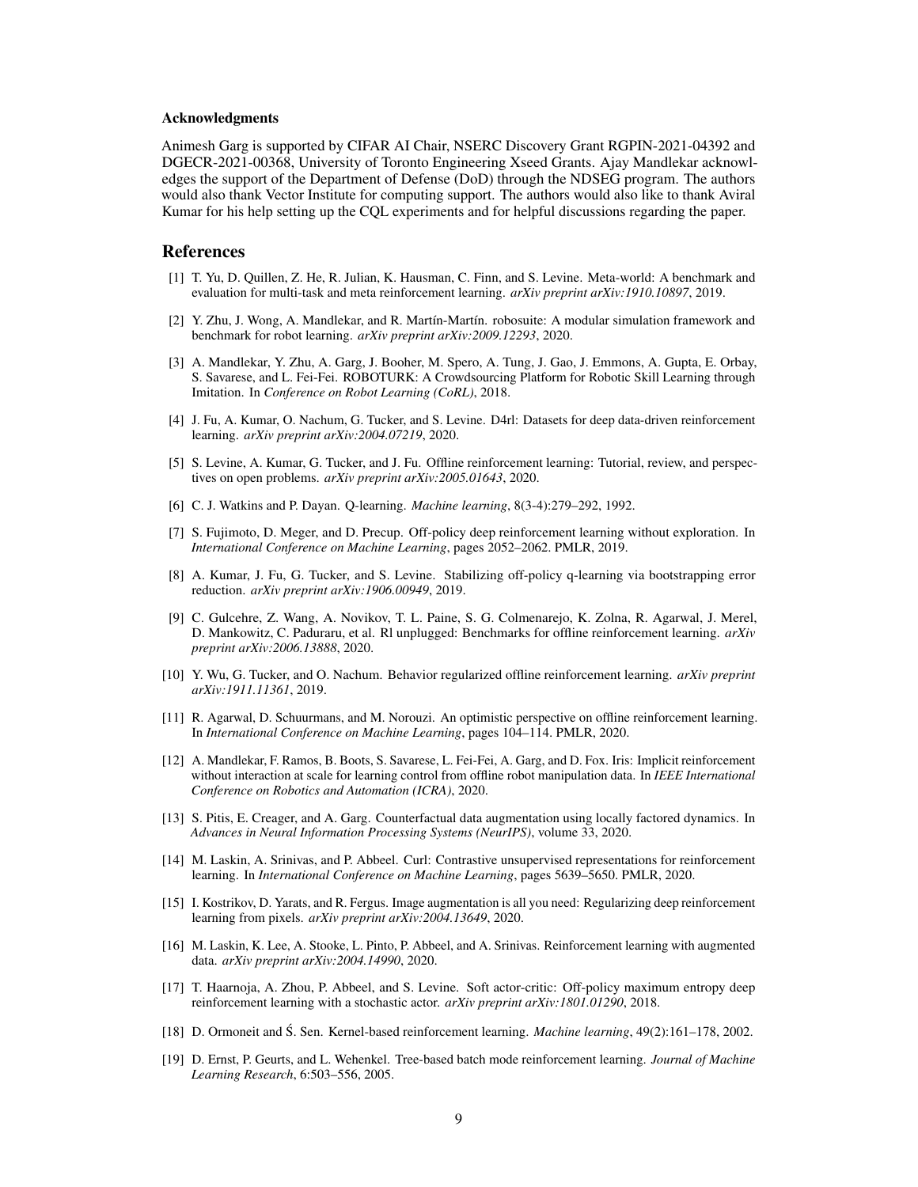### Acknowledgments

Animesh Garg is supported by CIFAR AI Chair, NSERC Discovery Grant RGPIN-2021-04392 and DGECR-2021-00368, University of Toronto Engineering Xseed Grants. Ajay Mandlekar acknowledges the support of the Department of Defense (DoD) through the NDSEG program. The authors would also thank Vector Institute for computing support. The authors would also like to thank Aviral Kumar for his help setting up the CQL experiments and for helpful discussions regarding the paper.

## References

[1] T. Yu, D. Quillen, Z. He, R. Julian, K. Hausman, C. Finn, and S. Levine. Meta-world: A benchmark and evaluation for multi-task and meta reinforcement learning. *arXiv preprint arXiv:1910.10897*, 2019.

[2] Y. Zhu, J. Wong, A. Mandlekar, and R. Martín-Martín. robosuite: A modular simulation framework and benchmark for robot learning. *arXiv preprint arXiv:2009.12293*, 2020.

[3] A. Mandlekar, Y. Zhu, A. Garg, J. Booher, M. Spero, A. Tung, J. Gao, J. Emmons, A. Gupta, E. Orbay, S. Savarese, and L. Fei-Fei. ROBOTURK: A Crowdsourcing Platform for Robotic Skill Learning through Imitation. In *Conference on Robot Learning (CoRL)*, 2018.

[4] J. Fu, A. Kumar, O. Nachum, G. Tucker, and S. Levine. D4rl: Datasets for deep data-driven reinforcement learning. *arXiv preprint arXiv:2004.07219*, 2020.

[5] S. Levine, A. Kumar, G. Tucker, and J. Fu. Offline reinforcement learning: Tutorial, review, and perspectives on open problems. *arXiv preprint arXiv:2005.01643*, 2020.

[6] C. J. Watkins and P. Dayan. Q-learning. *Machine learning*, 8(3-4):279–292, 1992.

[7] S. Fujimoto, D. Meger, and D. Precup. Off-policy deep reinforcement learning without exploration. In *International Conference on Machine Learning*, pages 2052–2062. PMLR, 2019.

[8] A. Kumar, J. Fu, G. Tucker, and S. Levine. Stabilizing off-policy q-learning via bootstrapping error reduction. *arXiv preprint arXiv:1906.00949*, 2019.

[9] C. Gulcehre, Z. Wang, A. Novikov, T. L. Paine, S. G. Colmenarejo, K. Zolna, R. Agarwal, J. Merel, D. Mankowitz, C. Paduraru, et al. Rl unplugged: Benchmarks for offline reinforcement learning. *arXiv preprint arXiv:2006.13888*, 2020.

[10] Y. Wu, G. Tucker, and O. Nachum. Behavior regularized offline reinforcement learning. *arXiv preprint arXiv:1911.11361*, 2019.

[11] R. Agarwal, D. Schuurmans, and M. Norouzi. An optimistic perspective on offline reinforcement learning. In *International Conference on Machine Learning*, pages 104–114. PMLR, 2020.

[12] A. Mandlekar, F. Ramos, B. Boots, S. Savarese, L. Fei-Fei, A. Garg, and D. Fox. Iris: Implicit reinforcement without interaction at scale for learning control from offline robot manipulation data. In *IEEE International Conference on Robotics and Automation (ICRA)*, 2020.

[13] S. Pitis, E. Creager, and A. Garg. Counterfactual data augmentation using locally factored dynamics. In *Advances in Neural Information Processing Systems (NeurIPS)*, volume 33, 2020.

[14] M. Laskin, A. Srinivas, and P. Abbeel. Curl: Contrastive unsupervised representations for reinforcement learning. In *International Conference on Machine Learning*, pages 5639–5650. PMLR, 2020.

[15] I. Kostrikov, D. Yarats, and R. Fergus. Image augmentation is all you need: Regularizing deep reinforcement learning from pixels. *arXiv preprint arXiv:2004.13649*, 2020.

[16] M. Laskin, K. Lee, A. Stooke, L. Pinto, P. Abbeel, and A. Srinivas. Reinforcement learning with augmented data. *arXiv preprint arXiv:2004.14990*, 2020.

[17] T. Haarnoja, A. Zhou, P. Abbeel, and S. Levine. Soft actor-critic: Off-policy maximum entropy deep reinforcement learning with a stochastic actor. *arXiv preprint arXiv:1801.01290*, 2018.

[18] D. Ormoneit and Ś. Sen. Kernel-based reinforcement learning. *Machine learning*, 49(2):161–178, 2002.

[19] D. Ernst, P. Geurts, and L. Wehenkel. Tree-based batch mode reinforcement learning. *Journal of Machine Learning Research*, 6:503–556, 2005.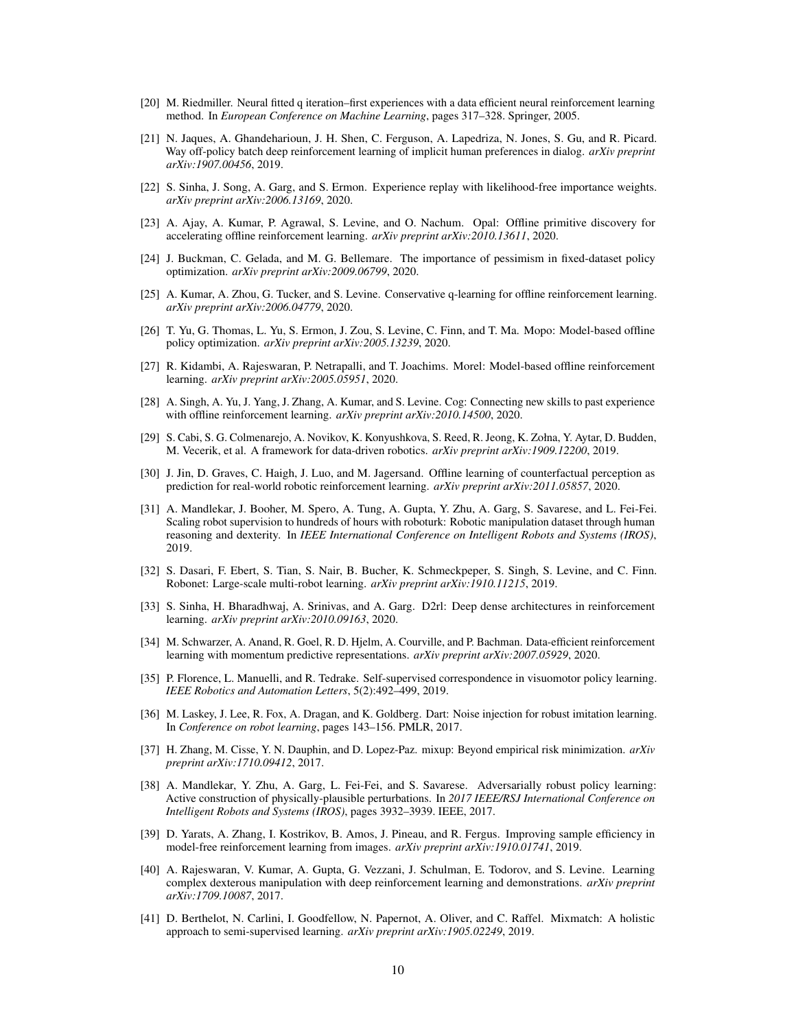[20] M. Riedmiller. Neural fitted q iteration–first experiences with a data efficient neural reinforcement learning method. In *European Conference on Machine Learning*, pages 317–328. Springer, 2005.

[21] N. Jaques, A. Ghandeharioun, J. H. Shen, C. Ferguson, A. Lapedriza, N. Jones, S. Gu, and R. Picard. Way off-policy batch deep reinforcement learning of implicit human preferences in dialog. *arXiv preprint arXiv:1907.00456*, 2019.

[22] S. Sinha, J. Song, A. Garg, and S. Ermon. Experience replay with likelihood-free importance weights. *arXiv preprint arXiv:2006.13169*, 2020.

[23] A. Ajay, A. Kumar, P. Agrawal, S. Levine, and O. Nachum. Opal: Offline primitive discovery for accelerating offline reinforcement learning. *arXiv preprint arXiv:2010.13611*, 2020.

[24] J. Buckman, C. Gelada, and M. G. Bellemare. The importance of pessimism in fixed-dataset policy optimization. *arXiv preprint arXiv:2009.06799*, 2020.

[25] A. Kumar, A. Zhou, G. Tucker, and S. Levine. Conservative q-learning for offline reinforcement learning. *arXiv preprint arXiv:2006.04779*, 2020.

[26] T. Yu, G. Thomas, L. Yu, S. Ermon, J. Zou, S. Levine, C. Finn, and T. Ma. Mopo: Model-based offline policy optimization. *arXiv preprint arXiv:2005.13239*, 2020.

[27] R. Kidambi, A. Rajeswaran, P. Netrapalli, and T. Joachims. Morel: Model-based offline reinforcement learning. *arXiv preprint arXiv:2005.05951*, 2020.

[28] A. Singh, A. Yu, J. Yang, J. Zhang, A. Kumar, and S. Levine. Cog: Connecting new skills to past experience with offline reinforcement learning. *arXiv preprint arXiv:2010.14500*, 2020.

[29] S. Cabi, S. G. Colmenarejo, A. Novikov, K. Konyushkova, S. Reed, R. Jeong, K. Zołna, Y. Aytar, D. Budden, M. Vecerik, et al. A framework for data-driven robotics. *arXiv preprint arXiv:1909.12200*, 2019.

[30] J. Jin, D. Graves, C. Haigh, J. Luo, and M. Jagersand. Offline learning of counterfactual perception as prediction for real-world robotic reinforcement learning. *arXiv preprint arXiv:2011.05857*, 2020.

[31] A. Mandlekar, J. Booher, M. Spero, A. Tung, A. Gupta, Y. Zhu, A. Garg, S. Savarese, and L. Fei-Fei. Scaling robot supervision to hundreds of hours with roboturk: Robotic manipulation dataset through human reasoning and dexterity. In *IEEE International Conference on Intelligent Robots and Systems (IROS)*, 2019.

[32] S. Dasari, F. Ebert, S. Tian, S. Nair, B. Bucher, K. Schmeckpeper, S. Singh, S. Levine, and C. Finn. Robonet: Large-scale multi-robot learning. *arXiv preprint arXiv:1910.11215*, 2019.

[33] S. Sinha, H. Bharadhwaj, A. Srinivas, and A. Garg. D2rl: Deep dense architectures in reinforcement learning. *arXiv preprint arXiv:2010.09163*, 2020.

[34] M. Schwarzer, A. Anand, R. Goel, R. D. Hjelm, A. Courville, and P. Bachman. Data-efficient reinforcement learning with momentum predictive representations. *arXiv preprint arXiv:2007.05929*, 2020.

[35] P. Florence, L. Manuelli, and R. Tedrake. Self-supervised correspondence in visuomotor policy learning. *IEEE Robotics and Automation Letters*, 5(2):492–499, 2019.

[36] M. Laskey, J. Lee, R. Fox, A. Dragan, and K. Goldberg. Dart: Noise injection for robust imitation learning. In *Conference on robot learning*, pages 143–156. PMLR, 2017.

[37] H. Zhang, M. Cisse, Y. N. Dauphin, and D. Lopez-Paz. mixup: Beyond empirical risk minimization. *arXiv preprint arXiv:1710.09412*, 2017.

[38] A. Mandlekar, Y. Zhu, A. Garg, L. Fei-Fei, and S. Savarese. Adversarially robust policy learning: Active construction of physically-plausible perturbations. In *2017 IEEE/RSJ International Conference on Intelligent Robots and Systems (IROS)*, pages 3932–3939. IEEE, 2017.

[39] D. Yarats, A. Zhang, I. Kostrikov, B. Amos, J. Pineau, and R. Fergus. Improving sample efficiency in model-free reinforcement learning from images. *arXiv preprint arXiv:1910.01741*, 2019.

[40] A. Rajeswaran, V. Kumar, A. Gupta, G. Vezzani, J. Schulman, E. Todorov, and S. Levine. Learning complex dexterous manipulation with deep reinforcement learning and demonstrations. *arXiv preprint arXiv:1709.10087*, 2017.

[41] D. Berthelot, N. Carlini, I. Goodfellow, N. Papernot, A. Oliver, and C. Raffel. Mixmatch: A holistic approach to semi-supervised learning. *arXiv preprint arXiv:1905.02249*, 2019.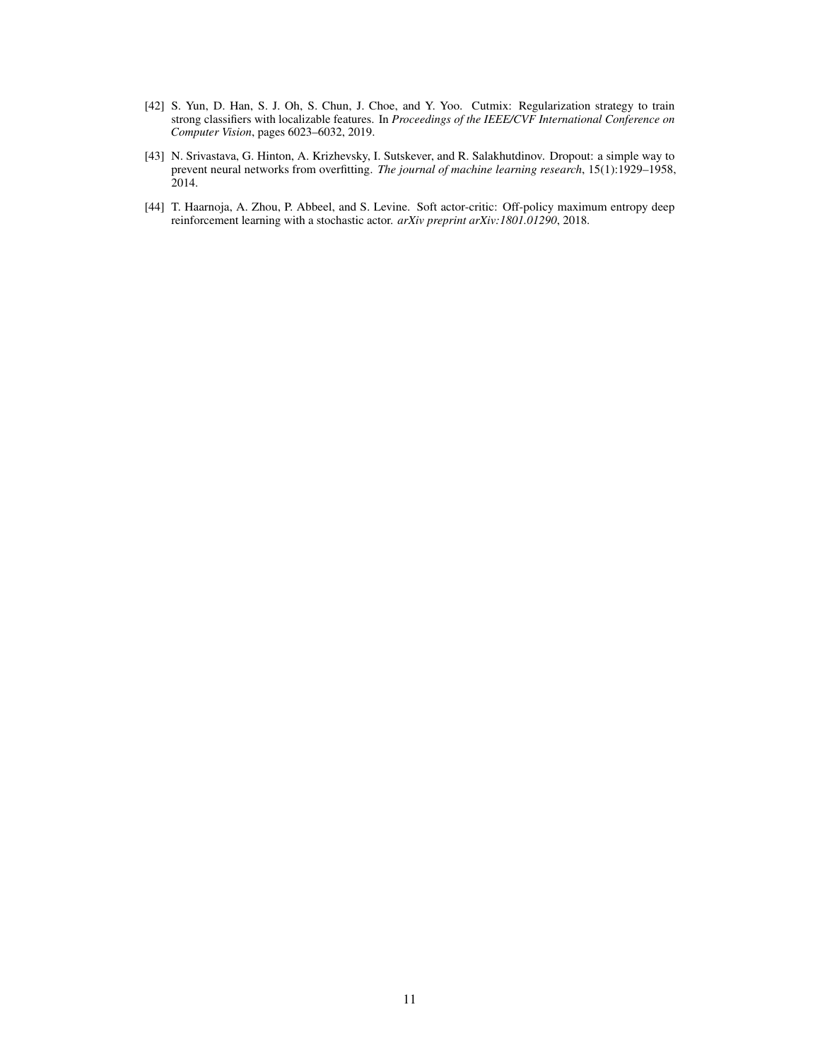[42] S. Yun, D. Han, S. J. Oh, S. Chun, J. Choe, and Y. Yoo. Cutmix: Regularization strategy to train strong classifiers with localizable features. In *Proceedings of the IEEE/CVF International Conference on Computer Vision*, pages 6023–6032, 2019.

[43] N. Srivastava, G. Hinton, A. Krizhevsky, I. Sutskever, and R. Salakhutdinov. Dropout: a simple way to prevent neural networks from overfitting. *The journal of machine learning research*, 15(1):1929–1958, 2014.

[44] T. Haarnoja, A. Zhou, P. Abbeel, and S. Levine. Soft actor-critic: Off-policy maximum entropy deep reinforcement learning with a stochastic actor. *arXiv preprint arXiv:1801.01290*, 2018.